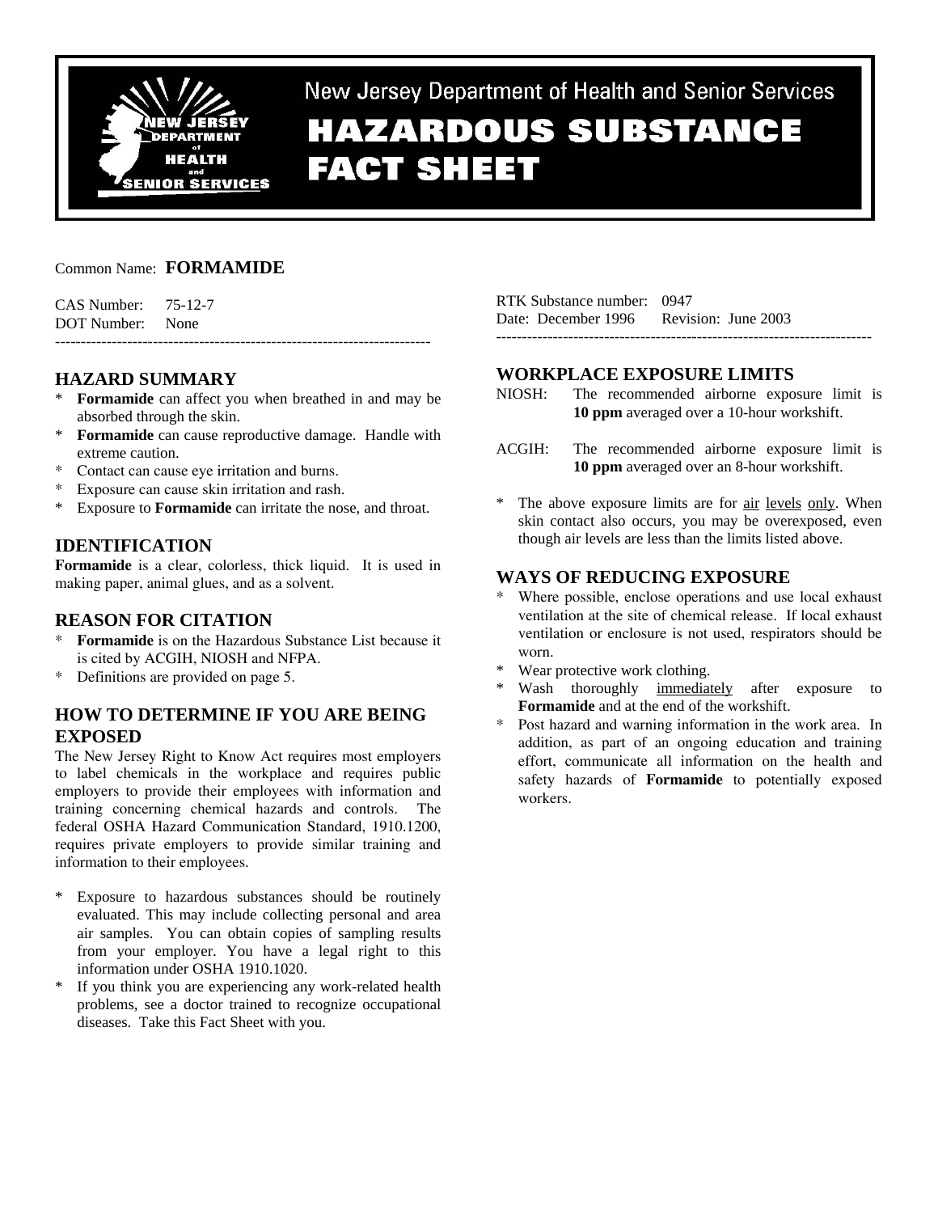New Jersey Department of Health and Senior Services

# HAZARDOUS SUBSTANCE FACT SHEET

Common Name: **FORMAMIDE**

CAS Number: 75-12-7
DOT Number: None

RTK Substance number: 0947
Date: December 1996 Revision: June 2003

---

## HAZARD SUMMARY

* **Formamide** can affect you when breathed in and may be absorbed through the skin.
* **Formamide** can cause reproductive damage. Handle with extreme caution.
* Contact can cause eye irritation and burns.
* Exposure can cause skin irritation and rash.
* Exposure to **Formamide** can irritate the nose, and throat.

## IDENTIFICATION

**Formamide** is a clear, colorless, thick liquid. It is used in making paper, animal glues, and as a solvent.

## REASON FOR CITATION

* **Formamide** is on the Hazardous Substance List because it is cited by ACGIH, NIOSH and NFPA.
* Definitions are provided on page 5.

## HOW TO DETERMINE IF YOU ARE BEING EXPOSED

The New Jersey Right to Know Act requires most employers to label chemicals in the workplace and requires public employers to provide their employees with information and training concerning chemical hazards and controls. The federal OSHA Hazard Communication Standard, 1910.1200, requires private employers to provide similar training and information to their employees.

* Exposure to hazardous substances should be routinely evaluated. This may include collecting personal and area air samples. You can obtain copies of sampling results from your employer. You have a legal right to this information under OSHA 1910.1020.
* If you think you are experiencing any work-related health problems, see a doctor trained to recognize occupational diseases. Take this Fact Sheet with you.

## WORKPLACE EXPOSURE LIMITS

NIOSH: The recommended airborne exposure limit is **10 ppm** averaged over a 10-hour workshift.

ACGIH: The recommended airborne exposure limit is **10 ppm** averaged over an 8-hour workshift.

* The above exposure limits are for air levels only. When skin contact also occurs, you may be overexposed, even though air levels are less than the limits listed above.

## WAYS OF REDUCING EXPOSURE

* Where possible, enclose operations and use local exhaust ventilation at the site of chemical release. If local exhaust ventilation or enclosure is not used, respirators should be worn.
* Wear protective work clothing.
* Wash thoroughly immediately after exposure to **Formamide** and at the end of the workshift.
* Post hazard and warning information in the work area. In addition, as part of an ongoing education and training effort, communicate all information on the health and safety hazards of **Formamide** to potentially exposed workers.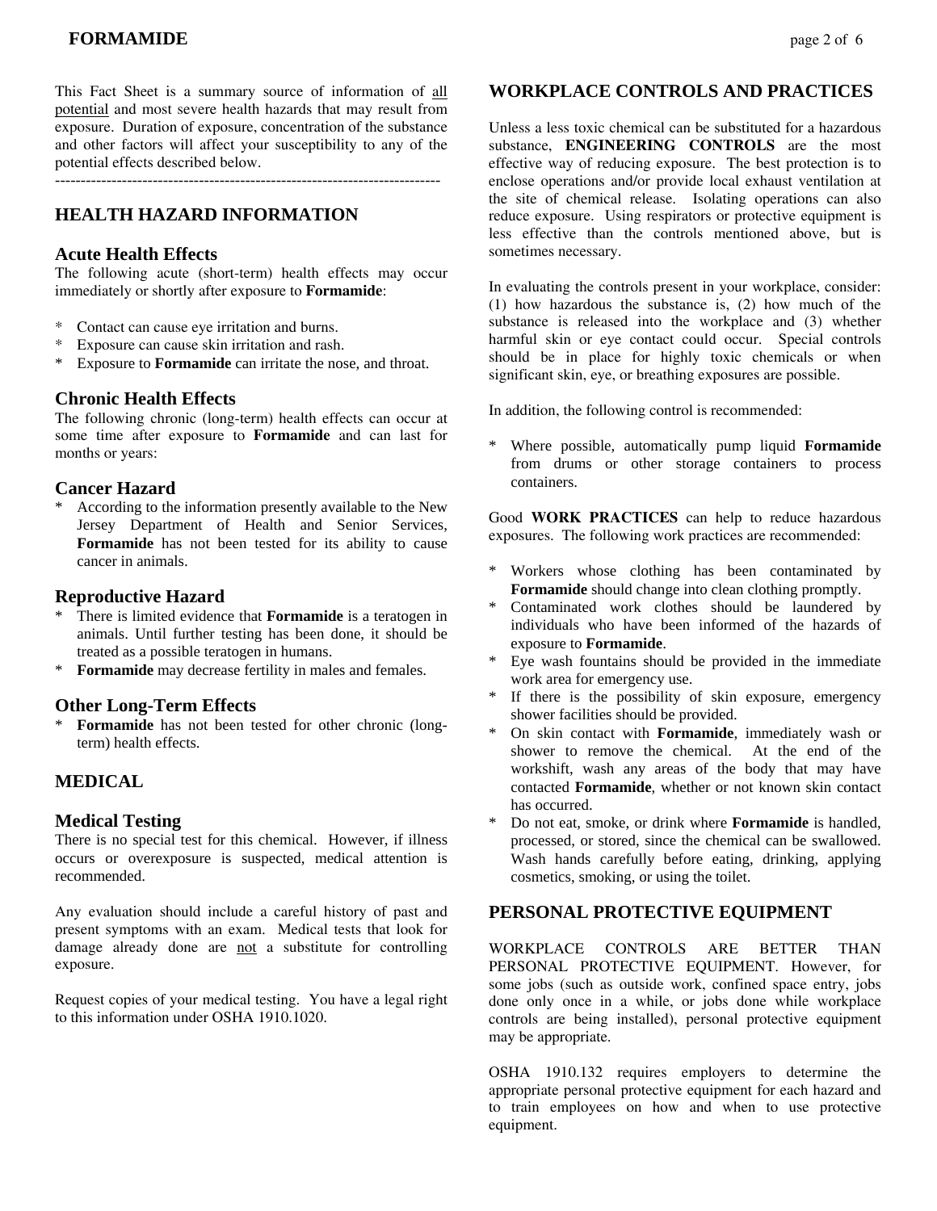This Fact Sheet is a summary source of information of all potential and most severe health hazards that may result from exposure. Duration of exposure, concentration of the substance and other factors will affect your susceptibility to any of the potential effects described below.

---

## HEALTH HAZARD INFORMATION

### Acute Health Effects

The following acute (short-term) health effects may occur immediately or shortly after exposure to **Formamide**:

* Contact can cause eye irritation and burns.
* Exposure can cause skin irritation and rash.
* Exposure to **Formamide** can irritate the nose, and throat.

### Chronic Health Effects

The following chronic (long-term) health effects can occur at some time after exposure to **Formamide** and can last for months or years:

### Cancer Hazard

* According to the information presently available to the New Jersey Department of Health and Senior Services, **Formamide** has not been tested for its ability to cause cancer in animals.

### Reproductive Hazard

* There is limited evidence that **Formamide** is a teratogen in animals. Until further testing has been done, it should be treated as a possible teratogen in humans.
* **Formamide** may decrease fertility in males and females.

### Other Long-Term Effects

* **Formamide** has not been tested for other chronic (long-term) health effects.

## MEDICAL

### Medical Testing

There is no special test for this chemical. However, if illness occurs or overexposure is suspected, medical attention is recommended.

Any evaluation should include a careful history of past and present symptoms with an exam. Medical tests that look for damage already done are not a substitute for controlling exposure.

Request copies of your medical testing. You have a legal right to this information under OSHA 1910.1020.

## WORKPLACE CONTROLS AND PRACTICES

Unless a less toxic chemical can be substituted for a hazardous substance, **ENGINEERING CONTROLS** are the most effective way of reducing exposure. The best protection is to enclose operations and/or provide local exhaust ventilation at the site of chemical release. Isolating operations can also reduce exposure. Using respirators or protective equipment is less effective than the controls mentioned above, but is sometimes necessary.

In evaluating the controls present in your workplace, consider: (1) how hazardous the substance is, (2) how much of the substance is released into the workplace and (3) whether harmful skin or eye contact could occur. Special controls should be in place for highly toxic chemicals or when significant skin, eye, or breathing exposures are possible.

In addition, the following control is recommended:

* Where possible, automatically pump liquid **Formamide** from drums or other storage containers to process containers.

Good **WORK PRACTICES** can help to reduce hazardous exposures. The following work practices are recommended:

* Workers whose clothing has been contaminated by **Formamide** should change into clean clothing promptly.
* Contaminated work clothes should be laundered by individuals who have been informed of the hazards of exposure to **Formamide**.
* Eye wash fountains should be provided in the immediate work area for emergency use.
* If there is the possibility of skin exposure, emergency shower facilities should be provided.
* On skin contact with **Formamide**, immediately wash or shower to remove the chemical. At the end of the workshift, wash any areas of the body that may have contacted **Formamide**, whether or not known skin contact has occurred.
* Do not eat, smoke, or drink where **Formamide** is handled, processed, or stored, since the chemical can be swallowed. Wash hands carefully before eating, drinking, applying cosmetics, smoking, or using the toilet.

## PERSONAL PROTECTIVE EQUIPMENT

WORKPLACE CONTROLS ARE BETTER THAN PERSONAL PROTECTIVE EQUIPMENT. However, for some jobs (such as outside work, confined space entry, jobs done only once in a while, or jobs done while workplace controls are being installed), personal protective equipment may be appropriate.

OSHA 1910.132 requires employers to determine the appropriate personal protective equipment for each hazard and to train employees on how and when to use protective equipment.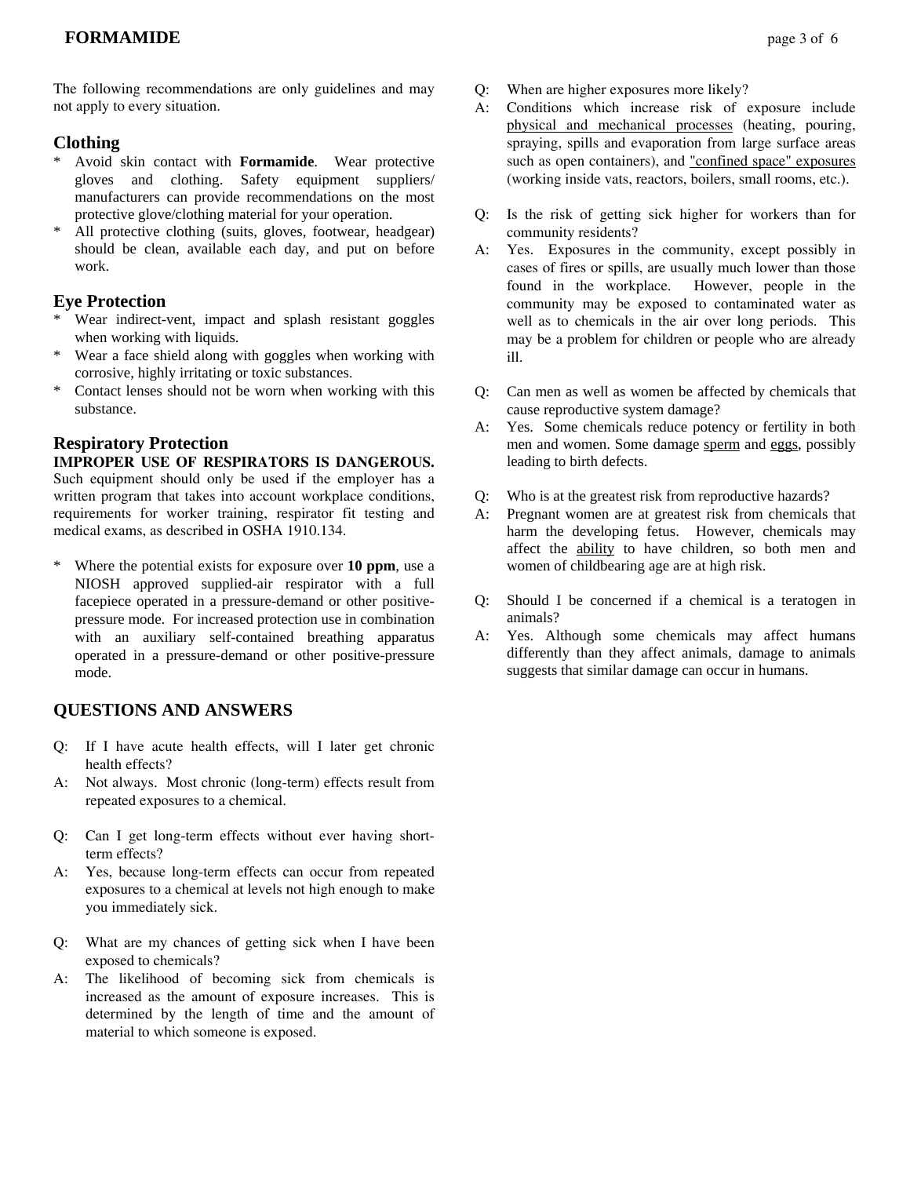The following recommendations are only guidelines and may not apply to every situation.

## Clothing

* Avoid skin contact with **Formamide**. Wear protective gloves and clothing. Safety equipment suppliers/ manufacturers can provide recommendations on the most protective glove/clothing material for your operation.
* All protective clothing (suits, gloves, footwear, headgear) should be clean, available each day, and put on before work.

## Eye Protection

* Wear indirect-vent, impact and splash resistant goggles when working with liquids.
* Wear a face shield along with goggles when working with corrosive, highly irritating or toxic substances.
* Contact lenses should not be worn when working with this substance.

## Respiratory Protection

**IMPROPER USE OF RESPIRATORS IS DANGEROUS.** Such equipment should only be used if the employer has a written program that takes into account workplace conditions, requirements for worker training, respirator fit testing and medical exams, as described in OSHA 1910.134.

* Where the potential exists for exposure over **10 ppm**, use a NIOSH approved supplied-air respirator with a full facepiece operated in a pressure-demand or other positive-pressure mode. For increased protection use in combination with an auxiliary self-contained breathing apparatus operated in a pressure-demand or other positive-pressure mode.

## QUESTIONS AND ANSWERS

Q: If I have acute health effects, will I later get chronic health effects?
A: Not always. Most chronic (long-term) effects result from repeated exposures to a chemical.

Q: Can I get long-term effects without ever having short-term effects?
A: Yes, because long-term effects can occur from repeated exposures to a chemical at levels not high enough to make you immediately sick.

Q: What are my chances of getting sick when I have been exposed to chemicals?
A: The likelihood of becoming sick from chemicals is increased as the amount of exposure increases. This is determined by the length of time and the amount of material to which someone is exposed.

Q: When are higher exposures more likely?
A: Conditions which increase risk of exposure include physical and mechanical processes (heating, pouring, spraying, spills and evaporation from large surface areas such as open containers), and "confined space" exposures (working inside vats, reactors, boilers, small rooms, etc.).

Q: Is the risk of getting sick higher for workers than for community residents?
A: Yes. Exposures in the community, except possibly in cases of fires or spills, are usually much lower than those found in the workplace. However, people in the community may be exposed to contaminated water as well as to chemicals in the air over long periods. This may be a problem for children or people who are already ill.

Q: Can men as well as women be affected by chemicals that cause reproductive system damage?
A: Yes. Some chemicals reduce potency or fertility in both men and women. Some damage sperm and eggs, possibly leading to birth defects.

Q: Who is at the greatest risk from reproductive hazards?
A: Pregnant women are at greatest risk from chemicals that harm the developing fetus. However, chemicals may affect the ability to have children, so both men and women of childbearing age are at high risk.

Q: Should I be concerned if a chemical is a teratogen in animals?
A: Yes. Although some chemicals may affect humans differently than they affect animals, damage to animals suggests that similar damage can occur in humans.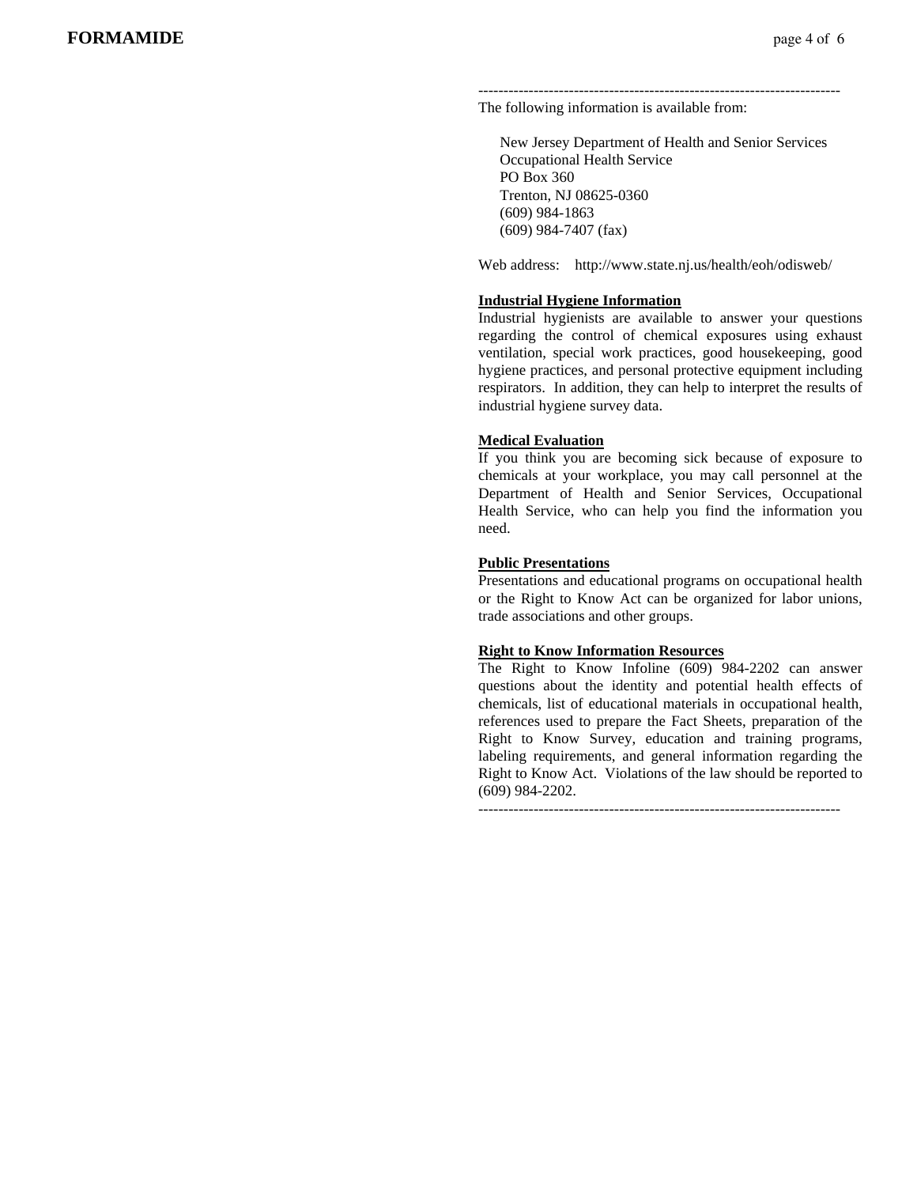------------------------------------------------------------------------

The following information is available from:

New Jersey Department of Health and Senior Services
Occupational Health Service
PO Box 360
Trenton, NJ 08625-0360
(609) 984-1863
(609) 984-7407 (fax)

Web address: http://www.state.nj.us/health/eoh/odisweb/

**Industrial Hygiene Information**

Industrial hygienists are available to answer your questions regarding the control of chemical exposures using exhaust ventilation, special work practices, good housekeeping, good hygiene practices, and personal protective equipment including respirators. In addition, they can help to interpret the results of industrial hygiene survey data.

**Medical Evaluation**

If you think you are becoming sick because of exposure to chemicals at your workplace, you may call personnel at the Department of Health and Senior Services, Occupational Health Service, who can help you find the information you need.

**Public Presentations**

Presentations and educational programs on occupational health or the Right to Know Act can be organized for labor unions, trade associations and other groups.

**Right to Know Information Resources**

The Right to Know Infoline (609) 984-2202 can answer questions about the identity and potential health effects of chemicals, list of educational materials in occupational health, references used to prepare the Fact Sheets, preparation of the Right to Know Survey, education and training programs, labeling requirements, and general information regarding the Right to Know Act. Violations of the law should be reported to (609) 984-2202.

------------------------------------------------------------------------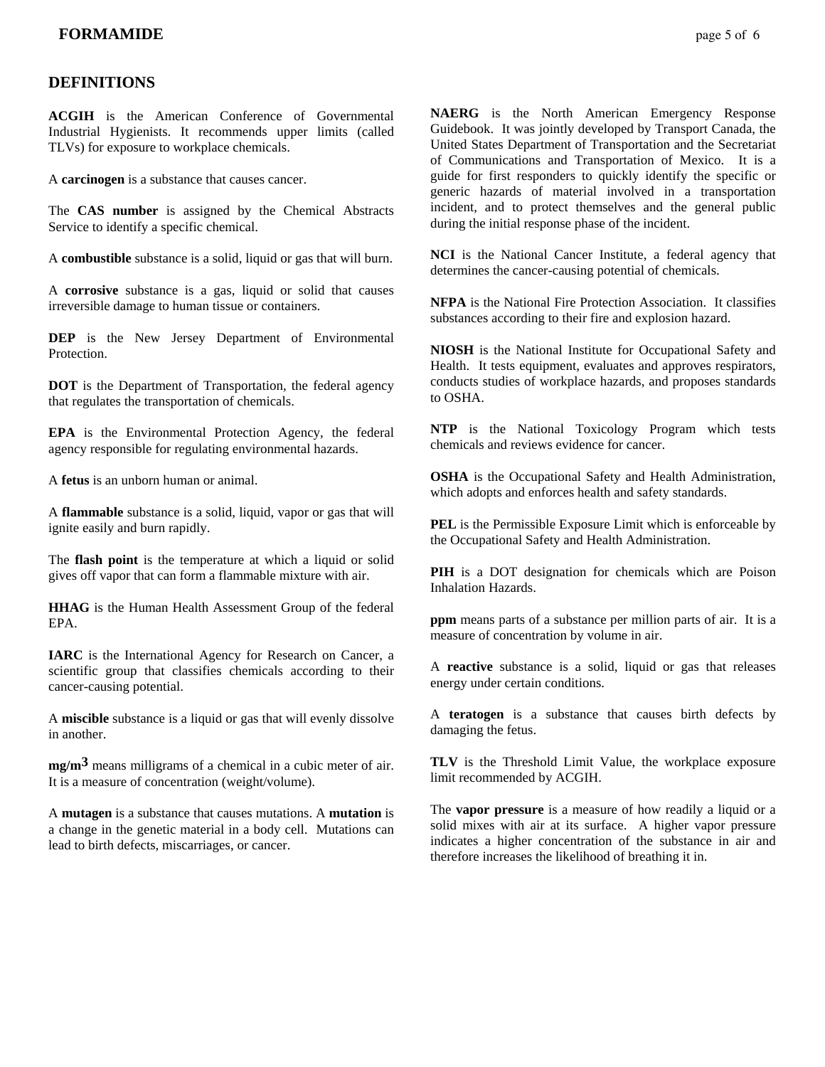## DEFINITIONS

**ACGIH** is the American Conference of Governmental Industrial Hygienists. It recommends upper limits (called TLVs) for exposure to workplace chemicals.

A **carcinogen** is a substance that causes cancer.

The **CAS number** is assigned by the Chemical Abstracts Service to identify a specific chemical.

A **combustible** substance is a solid, liquid or gas that will burn.

A **corrosive** substance is a gas, liquid or solid that causes irreversible damage to human tissue or containers.

**DEP** is the New Jersey Department of Environmental Protection.

**DOT** is the Department of Transportation, the federal agency that regulates the transportation of chemicals.

**EPA** is the Environmental Protection Agency, the federal agency responsible for regulating environmental hazards.

A **fetus** is an unborn human or animal.

A **flammable** substance is a solid, liquid, vapor or gas that will ignite easily and burn rapidly.

The **flash point** is the temperature at which a liquid or solid gives off vapor that can form a flammable mixture with air.

**HHAG** is the Human Health Assessment Group of the federal EPA.

**IARC** is the International Agency for Research on Cancer, a scientific group that classifies chemicals according to their cancer-causing potential.

A **miscible** substance is a liquid or gas that will evenly dissolve in another.

**$mg/m^3$** means milligrams of a chemical in a cubic meter of air. It is a measure of concentration (weight/volume).

A **mutagen** is a substance that causes mutations. A **mutation** is a change in the genetic material in a body cell. Mutations can lead to birth defects, miscarriages, or cancer.

**NAERG** is the North American Emergency Response Guidebook. It was jointly developed by Transport Canada, the United States Department of Transportation and the Secretariat of Communications and Transportation of Mexico. It is a guide for first responders to quickly identify the specific or generic hazards of material involved in a transportation incident, and to protect themselves and the general public during the initial response phase of the incident.

**NCI** is the National Cancer Institute, a federal agency that determines the cancer-causing potential of chemicals.

**NFPA** is the National Fire Protection Association. It classifies substances according to their fire and explosion hazard.

**NIOSH** is the National Institute for Occupational Safety and Health. It tests equipment, evaluates and approves respirators, conducts studies of workplace hazards, and proposes standards to OSHA.

**NTP** is the National Toxicology Program which tests chemicals and reviews evidence for cancer.

**OSHA** is the Occupational Safety and Health Administration, which adopts and enforces health and safety standards.

**PEL** is the Permissible Exposure Limit which is enforceable by the Occupational Safety and Health Administration.

**PIH** is a DOT designation for chemicals which are Poison Inhalation Hazards.

**ppm** means parts of a substance per million parts of air. It is a measure of concentration by volume in air.

A **reactive** substance is a solid, liquid or gas that releases energy under certain conditions.

A **teratogen** is a substance that causes birth defects by damaging the fetus.

**TLV** is the Threshold Limit Value, the workplace exposure limit recommended by ACGIH.

The **vapor pressure** is a measure of how readily a liquid or a solid mixes with air at its surface. A higher vapor pressure indicates a higher concentration of the substance in air and therefore increases the likelihood of breathing it in.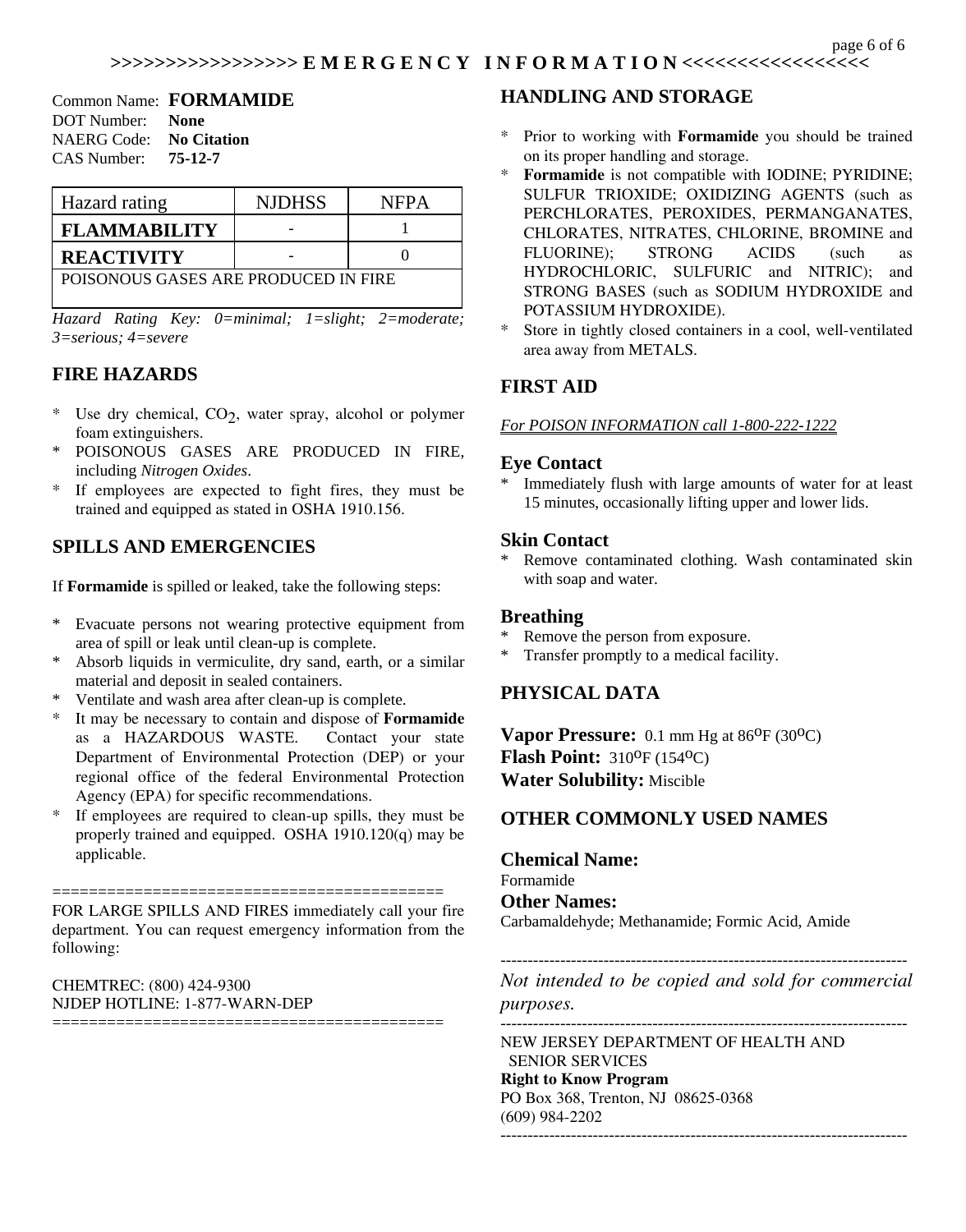>>>>>>>>>>>>>>>>> **E M E R G E N C Y   I N F O R M A T I O N** <<<<<<<<<<<<<<<<<

Common Name: **FORMAMIDE**
DOT Number: **None**
NAERG Code: **No Citation**
CAS Number: **75-12-7**

| Hazard rating | NJDHSS | NFPA |
|---|---|---|
| **FLAMMABILITY** | - | 1 |
| **REACTIVITY** | - | 0 |
| POISONOUS GASES ARE PRODUCED IN FIRE | | |

*Hazard Rating Key: 0=minimal; 1=slight; 2=moderate; 3=serious; 4=severe*

## FIRE HAZARDS

* Use dry chemical, $CO_2$, water spray, alcohol or polymer foam extinguishers.
* POISONOUS GASES ARE PRODUCED IN FIRE, including *Nitrogen Oxides*.
* If employees are expected to fight fires, they must be trained and equipped as stated in OSHA 1910.156.

## SPILLS AND EMERGENCIES

If **Formamide** is spilled or leaked, take the following steps:

* Evacuate persons not wearing protective equipment from area of spill or leak until clean-up is complete.
* Absorb liquids in vermiculite, dry sand, earth, or a similar material and deposit in sealed containers.
* Ventilate and wash area after clean-up is complete.
* It may be necessary to contain and dispose of **Formamide** as a HAZARDOUS WASTE. Contact your state Department of Environmental Protection (DEP) or your regional office of the federal Environmental Protection Agency (EPA) for specific recommendations.
* If employees are required to clean-up spills, they must be properly trained and equipped. OSHA 1910.120(q) may be applicable.

==========================================

FOR LARGE SPILLS AND FIRES immediately call your fire department. You can request emergency information from the following:

CHEMTREC: (800) 424-9300
NJDEP HOTLINE: 1-877-WARN-DEP

==========================================

## HANDLING AND STORAGE

* Prior to working with **Formamide** you should be trained on its proper handling and storage.
* **Formamide** is not compatible with IODINE; PYRIDINE; SULFUR TRIOXIDE; OXIDIZING AGENTS (such as PERCHLORATES, PEROXIDES, PERMANGANATES, CHLORATES, NITRATES, CHLORINE, BROMINE and FLUORINE); STRONG ACIDS (such as HYDROCHLORIC, SULFURIC and NITRIC); and STRONG BASES (such as SODIUM HYDROXIDE and POTASSIUM HYDROXIDE).
* Store in tightly closed containers in a cool, well-ventilated area away from METALS.

## FIRST AID

*For POISON INFORMATION call 1-800-222-1222*

### Eye Contact

* Immediately flush with large amounts of water for at least 15 minutes, occasionally lifting upper and lower lids.

### Skin Contact

* Remove contaminated clothing. Wash contaminated skin with soap and water.

### Breathing

* Remove the person from exposure.
* Transfer promptly to a medical facility.

## PHYSICAL DATA

**Vapor Pressure:** 0.1 mm Hg at 86°F (30°C)
**Flash Point:** 310°F (154°C)
**Water Solubility:** Miscible

## OTHER COMMONLY USED NAMES

**Chemical Name:**
Formamide
**Other Names:**
Carbamaldehyde; Methanamide; Formic Acid, Amide

---

*Not intended to be copied and sold for commercial purposes.*

---

NEW JERSEY DEPARTMENT OF HEALTH AND SENIOR SERVICES
**Right to Know Program**
PO Box 368, Trenton, NJ 08625-0368
(609) 984-2202